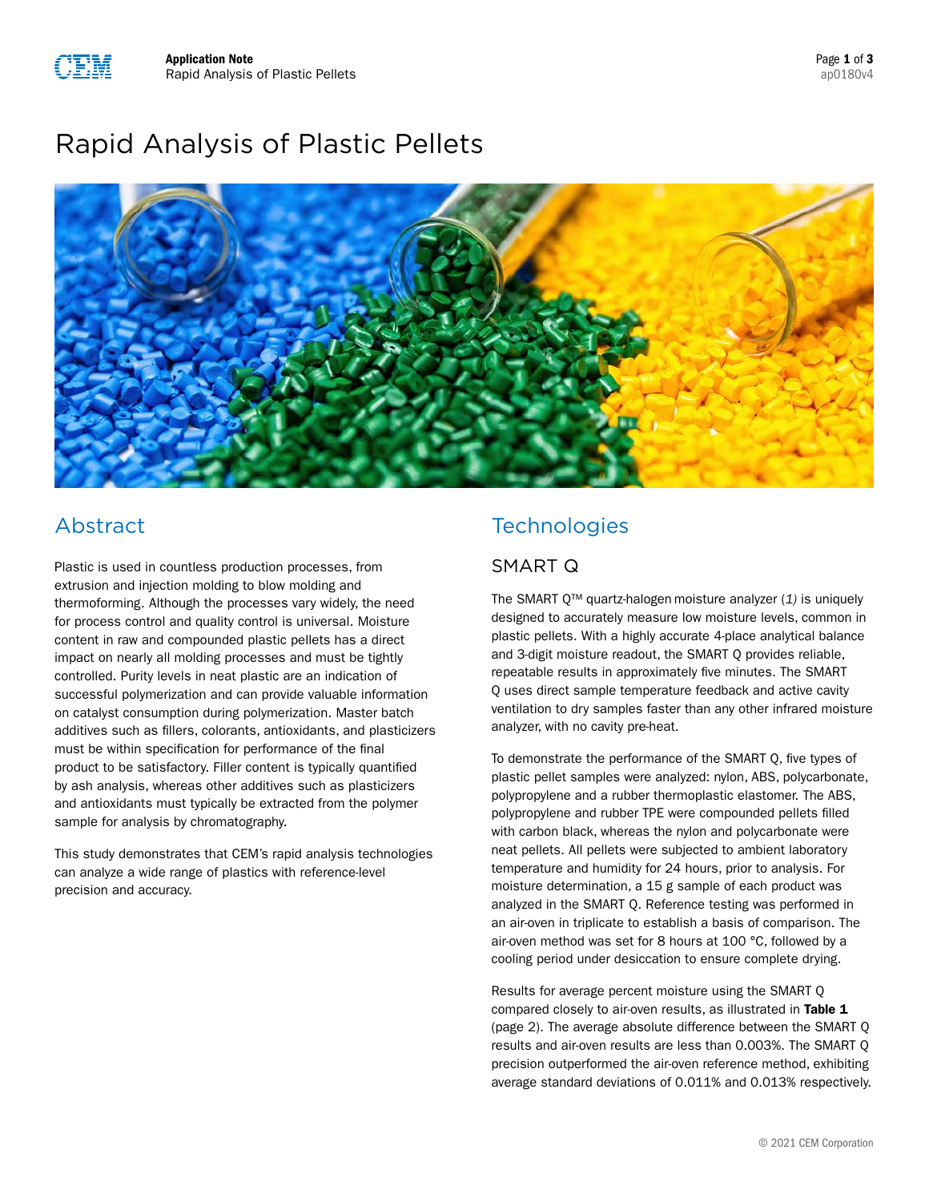# Rapid Analysis of Plastic Pellets

## Abstract

Plastic is used in countless production processes, from extrusion and injection molding to blow molding and thermoforming. Although the processes vary widely, the need for process control and quality control is universal. Moisture content in raw and compounded plastic pellets has a direct impact on nearly all molding processes and must be tightly controlled. Purity levels in neat plastic are an indication of successful polymerization and can provide valuable information on catalyst consumption during polymerization. Master batch additives such as fillers, colorants, antioxidants, and plasticizers must be within specification for performance of the final product to be satisfactory. Filler content is typically quantified by ash analysis, whereas other additives such as plasticizers and antioxidants must typically be extracted from the polymer sample for analysis by chromatography.

This study demonstrates that CEM's rapid analysis technologies can analyze a wide range of plastics with reference-level precision and accuracy.

## Technologies

### SMART Q

The SMART Q™ quartz-halogen moisture analyzer (*1*) is uniquely designed to accurately measure low moisture levels, common in plastic pellets. With a highly accurate 4-place analytical balance and 3-digit moisture readout, the SMART Q provides reliable, repeatable results in approximately five minutes. The SMART Q uses direct sample temperature feedback and active cavity ventilation to dry samples faster than any other infrared moisture analyzer, with no cavity pre-heat.

To demonstrate the performance of the SMART Q, five types of plastic pellet samples were analyzed: nylon, ABS, polycarbonate, polypropylene and a rubber thermoplastic elastomer. The ABS, polypropylene and rubber TPE were compounded pellets filled with carbon black, whereas the nylon and polycarbonate were neat pellets. All pellets were subjected to ambient laboratory temperature and humidity for 24 hours, prior to analysis. For moisture determination, a 15 g sample of each product was analyzed in the SMART Q. Reference testing was performed in an air-oven in triplicate to establish a basis of comparison. The air-oven method was set for 8 hours at 100 °C, followed by a cooling period under desiccation to ensure complete drying.

Results for average percent moisture using the SMART Q compared closely to air-oven results, as illustrated in **Table 1** (page 2). The average absolute difference between the SMART Q results and air-oven results are less than 0.003%. The SMART Q precision outperformed the air-oven reference method, exhibiting average standard deviations of 0.011% and 0.013% respectively.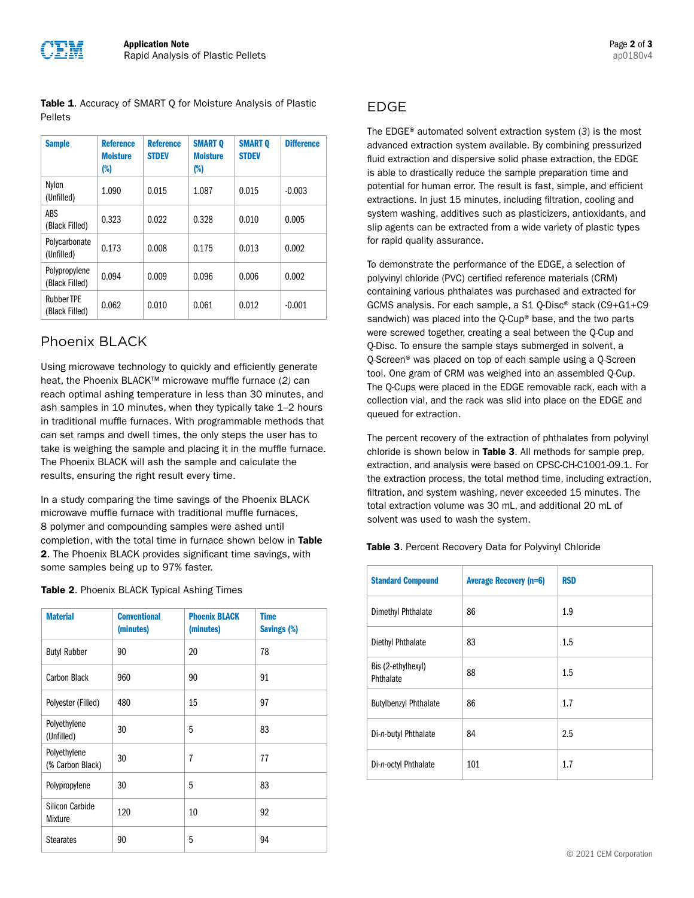**Table 1**. Accuracy of SMART Q for Moisture Analysis of Plastic Pellets

| Sample | Reference Moisture (%) | Reference STDEV | SMART Q Moisture (%) | SMART Q STDEV | Difference |
|---|---|---|---|---|---|
| Nylon (Unfilled) | 1.090 | 0.015 | 1.087 | 0.015 | -0.003 |
| ABS (Black Filled) | 0.323 | 0.022 | 0.328 | 0.010 | 0.005 |
| Polycarbonate (Unfilled) | 0.173 | 0.008 | 0.175 | 0.013 | 0.002 |
| Polypropylene (Black Filled) | 0.094 | 0.009 | 0.096 | 0.006 | 0.002 |
| Rubber TPE (Black Filled) | 0.062 | 0.010 | 0.061 | 0.012 | -0.001 |

## Phoenix BLACK

Using microwave technology to quickly and efficiently generate heat, the Phoenix BLACK™ microwave muffle furnace (*2*) can reach optimal ashing temperature in less than 30 minutes, and ash samples in 10 minutes, when they typically take 1–2 hours in traditional muffle furnaces. With programmable methods that can set ramps and dwell times, the only steps the user has to take is weighing the sample and placing it in the muffle furnace. The Phoenix BLACK will ash the sample and calculate the results, ensuring the right result every time.

In a study comparing the time savings of the Phoenix BLACK microwave muffle furnace with traditional muffle furnaces, 8 polymer and compounding samples were ashed until completion, with the total time in furnace shown below in **Table 2**. The Phoenix BLACK provides significant time savings, with some samples being up to 97% faster.

**Table 2**. Phoenix BLACK Typical Ashing Times

| Material | Conventional (minutes) | Phoenix BLACK (minutes) | Time Savings (%) |
|---|---|---|---|
| Butyl Rubber | 90 | 20 | 78 |
| Carbon Black | 960 | 90 | 91 |
| Polyester (Filled) | 480 | 15 | 97 |
| Polyethylene (Unfilled) | 30 | 5 | 83 |
| Polyethylene (% Carbon Black) | 30 | 7 | 77 |
| Polypropylene | 30 | 5 | 83 |
| Silicon Carbide Mixture | 120 | 10 | 92 |
| Stearates | 90 | 5 | 94 |

## EDGE

The EDGE® automated solvent extraction system (*3*) is the most advanced extraction system available. By combining pressurized fluid extraction and dispersive solid phase extraction, the EDGE is able to drastically reduce the sample preparation time and potential for human error. The result is fast, simple, and efficient extractions. In just 15 minutes, including filtration, cooling and system washing, additives such as plasticizers, antioxidants, and slip agents can be extracted from a wide variety of plastic types for rapid quality assurance.

To demonstrate the performance of the EDGE, a selection of polyvinyl chloride (PVC) certified reference materials (CRM) containing various phthalates was purchased and extracted for GCMS analysis. For each sample, a S1 Q-Disc® stack (C9+G1+C9 sandwich) was placed into the Q-Cup® base, and the two parts were screwed together, creating a seal between the Q-Cup and Q-Disc. To ensure the sample stays submerged in solvent, a Q-Screen® was placed on top of each sample using a Q-Screen tool. One gram of CRM was weighed into an assembled Q-Cup. The Q-Cups were placed in the EDGE removable rack, each with a collection vial, and the rack was slid into place on the EDGE and queued for extraction.

The percent recovery of the extraction of phthalates from polyvinyl chloride is shown below in **Table 3**. All methods for sample prep, extraction, and analysis were based on CPSC-CH-C1001-09.1. For the extraction process, the total method time, including extraction, filtration, and system washing, never exceeded 15 minutes. The total extraction volume was 30 mL, and additional 20 mL of solvent was used to wash the system.

**Table 3**. Percent Recovery Data for Polyvinyl Chloride

| Standard Compound | Average Recovery (n=6) | RSD |
|---|---|---|
| Dimethyl Phthalate | 86 | 1.9 |
| Diethyl Phthalate | 83 | 1.5 |
| Bis (2-ethylhexyl) Phthalate | 88 | 1.5 |
| Butylbenzyl Phthalate | 86 | 1.7 |
| Di-*n*-butyl Phthalate | 84 | 2.5 |
| Di-*n*-octyl Phthalate | 101 | 1.7 |

© 2021 CEM Corporation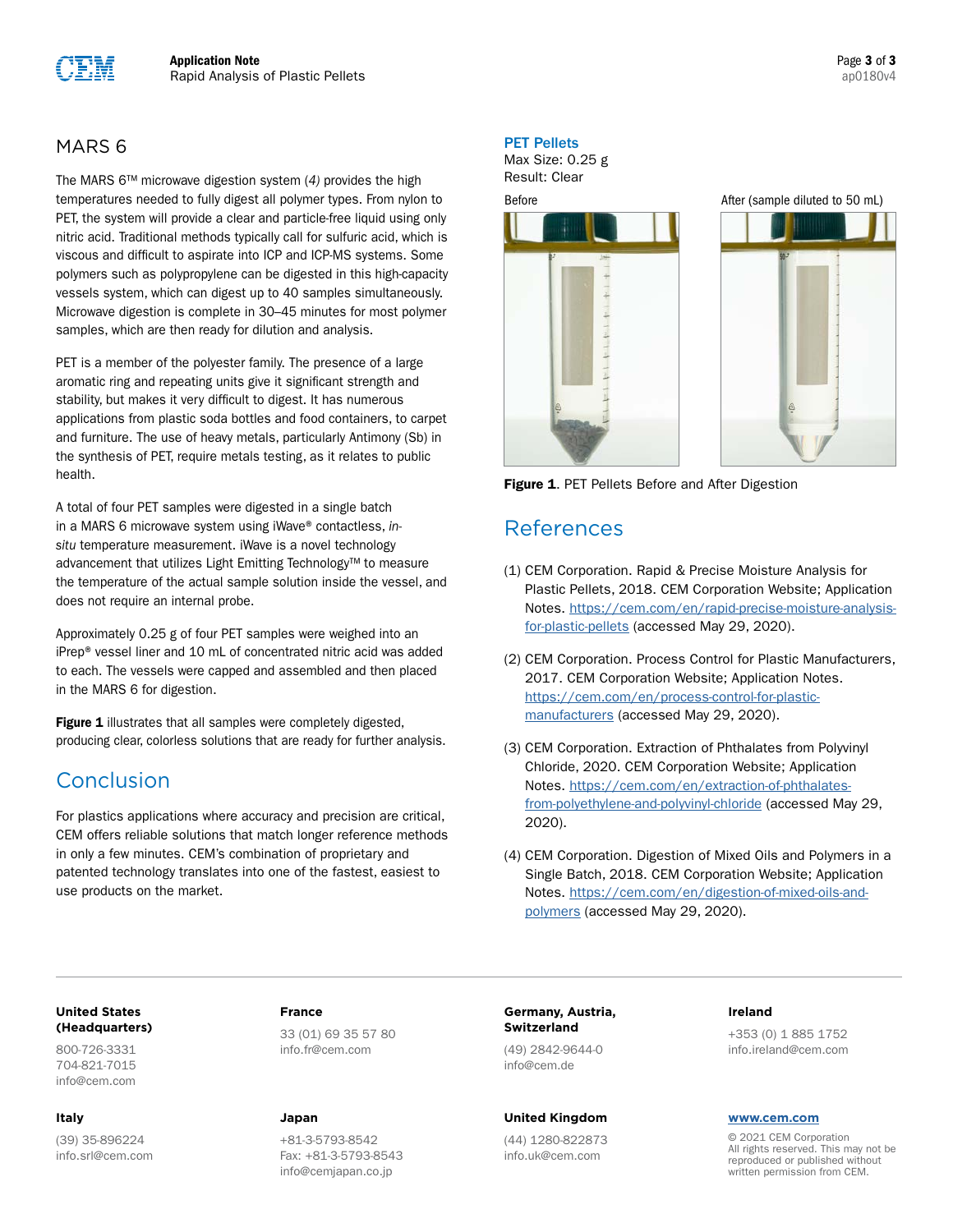## MARS 6

The MARS 6™ microwave digestion system (*4*) provides the high temperatures needed to fully digest all polymer types. From nylon to PET, the system will provide a clear and particle-free liquid using only nitric acid. Traditional methods typically call for sulfuric acid, which is viscous and difficult to aspirate into ICP and ICP-MS systems. Some polymers such as polypropylene can be digested in this high-capacity vessels system, which can digest up to 40 samples simultaneously. Microwave digestion is complete in 30–45 minutes for most polymer samples, which are then ready for dilution and analysis.

PET is a member of the polyester family. The presence of a large aromatic ring and repeating units give it significant strength and stability, but makes it very difficult to digest. It has numerous applications from plastic soda bottles and food containers, to carpet and furniture. The use of heavy metals, particularly Antimony (Sb) in the synthesis of PET, require metals testing, as it relates to public health.

A total of four PET samples were digested in a single batch in a MARS 6 microwave system using iWave® contactless, *in-situ* temperature measurement. iWave is a novel technology advancement that utilizes Light Emitting Technology™ to measure the temperature of the actual sample solution inside the vessel, and does not require an internal probe.

Approximately 0.25 g of four PET samples were weighed into an iPrep® vessel liner and 10 mL of concentrated nitric acid was added to each. The vessels were capped and assembled and then placed in the MARS 6 for digestion.

**Figure 1** illustrates that all samples were completely digested, producing clear, colorless solutions that are ready for further analysis.

## Conclusion

For plastics applications where accuracy and precision are critical, CEM offers reliable solutions that match longer reference methods in only a few minutes. CEM's combination of proprietary and patented technology translates into one of the fastest, easiest to use products on the market.

**PET Pellets**
Max Size: 0.25 g
Result: Clear

Before

After (sample diluted to 50 mL)

**Figure 1**. PET Pellets Before and After Digestion

## References

(1) CEM Corporation. Rapid & Precise Moisture Analysis for Plastic Pellets, 2018. CEM Corporation Website; Application Notes. https://cem.com/en/rapid-precise-moisture-analysis-for-plastic-pellets (accessed May 29, 2020).

(2) CEM Corporation. Process Control for Plastic Manufacturers, 2017. CEM Corporation Website; Application Notes. https://cem.com/en/process-control-for-plastic-manufacturers (accessed May 29, 2020).

(3) CEM Corporation. Extraction of Phthalates from Polyvinyl Chloride, 2020. CEM Corporation Website; Application Notes. https://cem.com/en/extraction-of-phthalates-from-polyethylene-and-polyvinyl-chloride (accessed May 29, 2020).

(4) CEM Corporation. Digestion of Mixed Oils and Polymers in a Single Batch, 2018. CEM Corporation Website; Application Notes. https://cem.com/en/digestion-of-mixed-oils-and-polymers (accessed May 29, 2020).

**United States (Headquarters)**
800-726-3331
704-821-7015
info@cem.com

**France**
33 (01) 69 35 57 80
info.fr@cem.com

**Germany, Austria, Switzerland**
(49) 2842-9644-0
info@cem.de

**Ireland**
+353 (0) 1 885 1752
info.ireland@cem.com

**Italy**
(39) 35-896224
info.srl@cem.com

**Japan**
+81-3-5793-8542
Fax: +81-3-5793-8543
info@cemjapan.co.jp

**United Kingdom**
(44) 1280-822873
info.uk@cem.com

**www.cem.com**

© 2021 CEM Corporation
All rights reserved. This may not be reproduced or published without written permission from CEM.